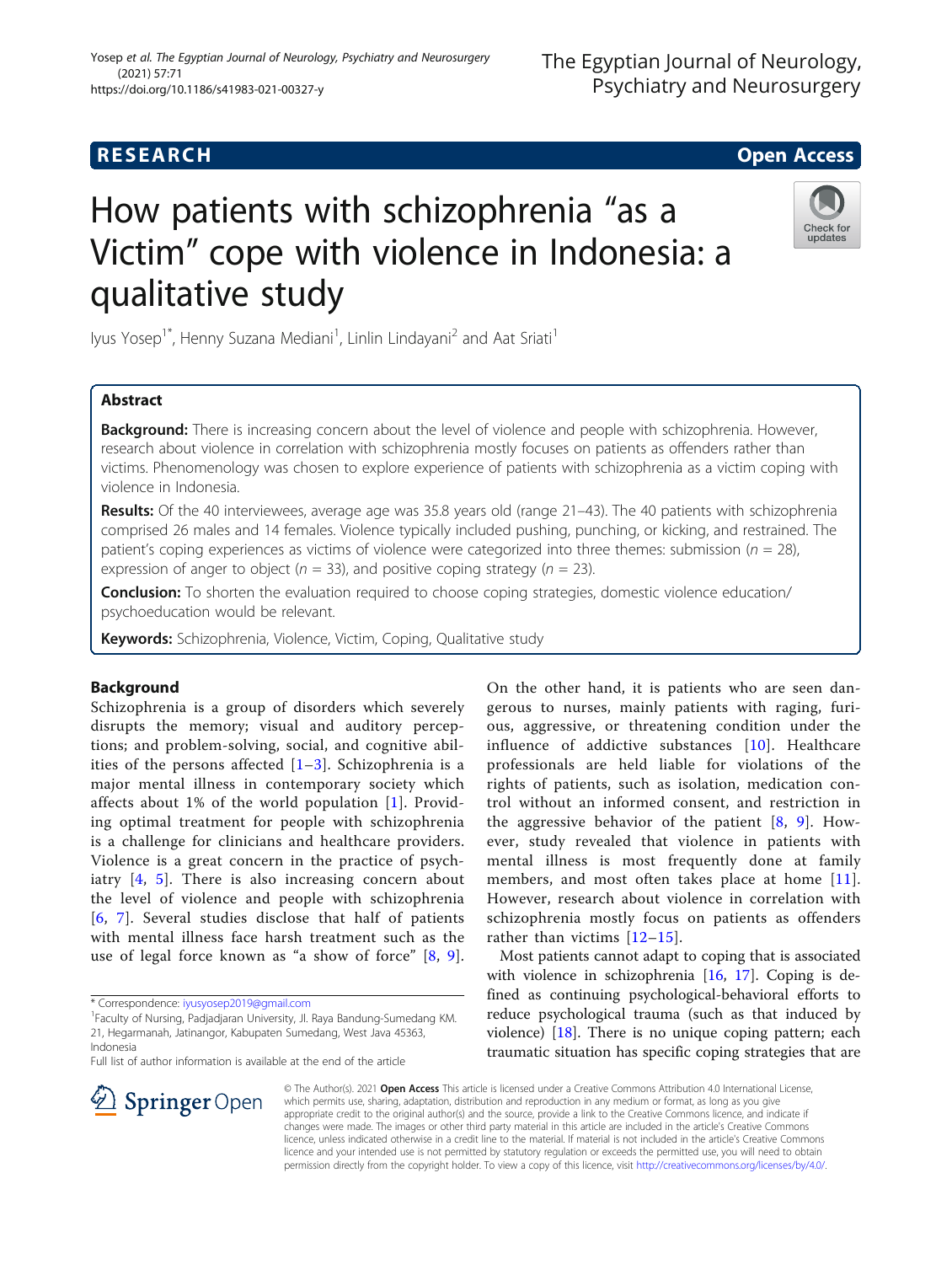RESEARCH

Open Access

# How patients with schizophrenia "as a Victim" cope with violence in Indonesia: a qualitative study

Iyus Yosep[1*], Henny Suzana Mediani[1], Linlin Lindayani[2] and Aat Sriati[1]

## Abstract

**Background:** There is increasing concern about the level of violence and people with schizophrenia. However, research about violence in correlation with schizophrenia mostly focuses on patients as offenders rather than victims. Phenomenology was chosen to explore experience of patients with schizophrenia as a victim coping with violence in Indonesia.

**Results:** Of the 40 interviewees, average age was 35.8 years old (range 21–43). The 40 patients with schizophrenia comprised 26 males and 14 females. Violence typically included pushing, punching, or kicking, and restrained. The patient's coping experiences as victims of violence were categorized into three themes: submission ($n = 28$), expression of anger to object ($n = 33$), and positive coping strategy ($n = 23$).

**Conclusion:** To shorten the evaluation required to choose coping strategies, domestic violence education/ psychoeducation would be relevant.

**Keywords:** Schizophrenia, Violence, Victim, Coping, Qualitative study

## Background

Schizophrenia is a group of disorders which severely disrupts the memory; visual and auditory perceptions; and problem-solving, social, and cognitive abilities of the persons affected [1–3]. Schizophrenia is a major mental illness in contemporary society which affects about 1% of the world population [1]. Providing optimal treatment for people with schizophrenia is a challenge for clinicians and healthcare providers. Violence is a great concern in the practice of psychiatry [4, 5]. There is also increasing concern about the level of violence and people with schizophrenia [6, 7]. Several studies disclose that half of patients with mental illness face harsh treatment such as the use of legal force known as "a show of force" [8, 9]. On the other hand, it is patients who are seen dangerous to nurses, mainly patients with raging, furious, aggressive, or threatening condition under the influence of addictive substances [10]. Healthcare professionals are held liable for violations of the rights of patients, such as isolation, medication control without an informed consent, and restriction in the aggressive behavior of the patient [8, 9]. However, study revealed that violence in patients with mental illness is most frequently done at family members, and most often takes place at home [11]. However, research about violence in correlation with schizophrenia mostly focus on patients as offenders rather than victims [12–15].

Most patients cannot adapt to coping that is associated with violence in schizophrenia [16, 17]. Coping is defined as continuing psychological-behavioral efforts to reduce psychological trauma (such as that induced by violence) [18]. There is no unique coping pattern; each traumatic situation has specific coping strategies that are

* Correspondence: iyusyosep2019@gmail.com
[1]Faculty of Nursing, Padjadjaran University, Jl. Raya Bandung-Sumedang KM. 21, Hegarmanah, Jatinangor, Kabupaten Sumedang, West Java 45363, Indonesia
Full list of author information is available at the end of the article

© The Author(s). 2021 Open Access This article is licensed under a Creative Commons Attribution 4.0 International License, which permits use, sharing, adaptation, distribution and reproduction in any medium or format, as long as you give appropriate credit to the original author(s) and the source, provide a link to the Creative Commons licence, and indicate if changes were made. The images or other third party material in this article are included in the article's Creative Commons licence, unless indicated otherwise in a credit line to the material. If material is not included in the article's Creative Commons licence and your intended use is not permitted by statutory regulation or exceeds the permitted use, you will need to obtain permission directly from the copyright holder. To view a copy of this licence, visit http://creativecommons.org/licenses/by/4.0/.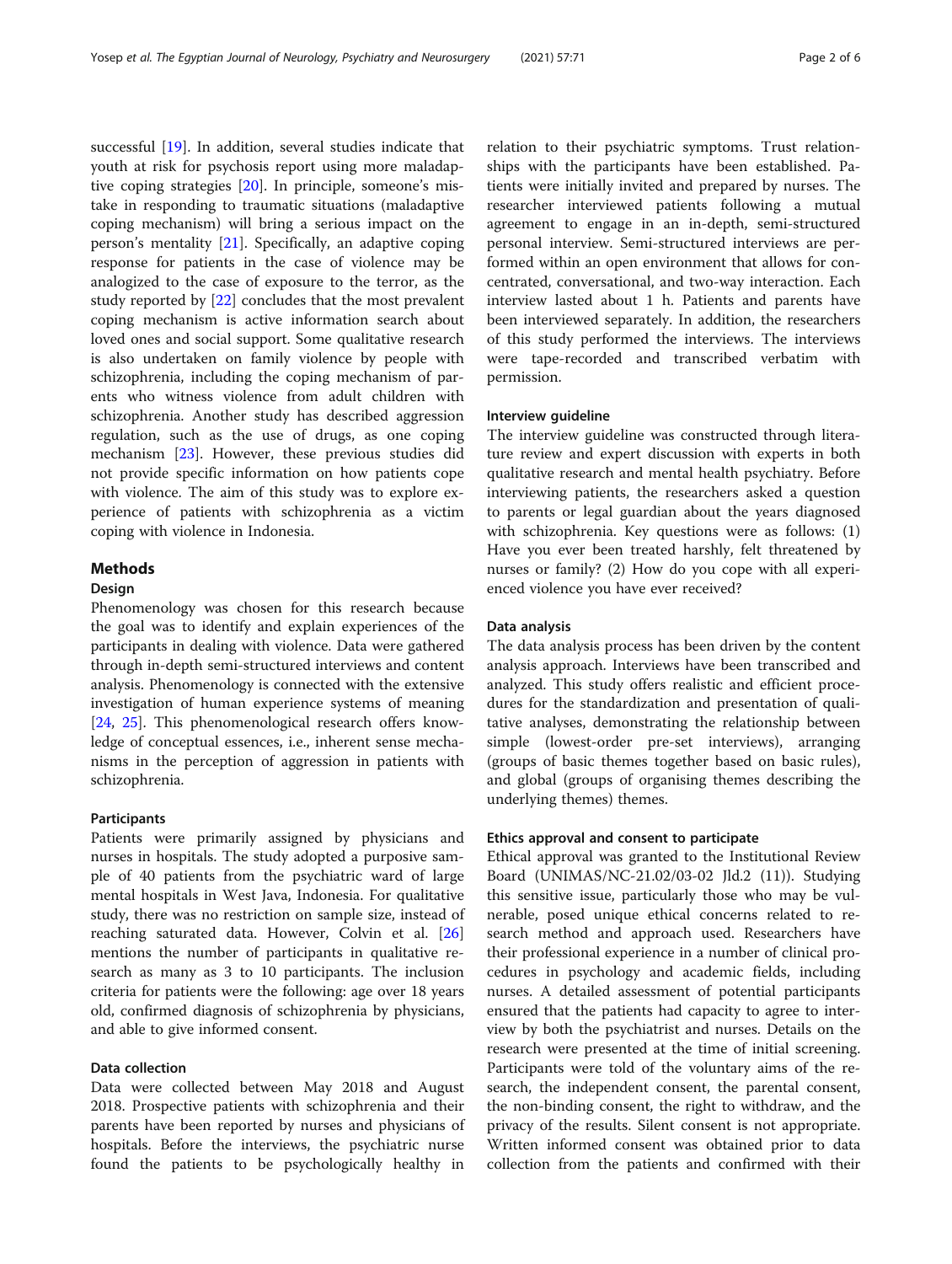successful [19]. In addition, several studies indicate that youth at risk for psychosis report using more maladaptive coping strategies [20]. In principle, someone's mistake in responding to traumatic situations (maladaptive coping mechanism) will bring a serious impact on the person's mentality [21]. Specifically, an adaptive coping response for patients in the case of violence may be analogized to the case of exposure to the terror, as the study reported by [22] concludes that the most prevalent coping mechanism is active information search about loved ones and social support. Some qualitative research is also undertaken on family violence by people with schizophrenia, including the coping mechanism of parents who witness violence from adult children with schizophrenia. Another study has described aggression regulation, such as the use of drugs, as one coping mechanism [23]. However, these previous studies did not provide specific information on how patients cope with violence. The aim of this study was to explore experience of patients with schizophrenia as a victim coping with violence in Indonesia.

## Methods

### Design

Phenomenology was chosen for this research because the goal was to identify and explain experiences of the participants in dealing with violence. Data were gathered through in-depth semi-structured interviews and content analysis. Phenomenology is connected with the extensive investigation of human experience systems of meaning [24, 25]. This phenomenological research offers knowledge of conceptual essences, i.e., inherent sense mechanisms in the perception of aggression in patients with schizophrenia.

### Participants

Patients were primarily assigned by physicians and nurses in hospitals. The study adopted a purposive sample of 40 patients from the psychiatric ward of large mental hospitals in West Java, Indonesia. For qualitative study, there was no restriction on sample size, instead of reaching saturated data. However, Colvin et al. [26] mentions the number of participants in qualitative research as many as 3 to 10 participants. The inclusion criteria for patients were the following: age over 18 years old, confirmed diagnosis of schizophrenia by physicians, and able to give informed consent.

### Data collection

Data were collected between May 2018 and August 2018. Prospective patients with schizophrenia and their parents have been reported by nurses and physicians of hospitals. Before the interviews, the psychiatric nurse found the patients to be psychologically healthy in relation to their psychiatric symptoms. Trust relationships with the participants have been established. Patients were initially invited and prepared by nurses. The researcher interviewed patients following a mutual agreement to engage in an in-depth, semi-structured personal interview. Semi-structured interviews are performed within an open environment that allows for concentrated, conversational, and two-way interaction. Each interview lasted about 1 h. Patients and parents have been interviewed separately. In addition, the researchers of this study performed the interviews. The interviews were tape-recorded and transcribed verbatim with permission.

### Interview guideline

The interview guideline was constructed through literature review and expert discussion with experts in both qualitative research and mental health psychiatry. Before interviewing patients, the researchers asked a question to parents or legal guardian about the years diagnosed with schizophrenia. Key questions were as follows: (1) Have you ever been treated harshly, felt threatened by nurses or family? (2) How do you cope with all experienced violence you have ever received?

### Data analysis

The data analysis process has been driven by the content analysis approach. Interviews have been transcribed and analyzed. This study offers realistic and efficient procedures for the standardization and presentation of qualitative analyses, demonstrating the relationship between simple (lowest-order pre-set interviews), arranging (groups of basic themes together based on basic rules), and global (groups of organising themes describing the underlying themes) themes.

### Ethics approval and consent to participate

Ethical approval was granted to the Institutional Review Board (UNIMAS/NC-21.02/03-02 Jld.2 (11)). Studying this sensitive issue, particularly those who may be vulnerable, posed unique ethical concerns related to research method and approach used. Researchers have their professional experience in a number of clinical procedures in psychology and academic fields, including nurses. A detailed assessment of potential participants ensured that the patients had capacity to agree to interview by both the psychiatrist and nurses. Details on the research were presented at the time of initial screening. Participants were told of the voluntary aims of the research, the independent consent, the parental consent, the non-binding consent, the right to withdraw, and the privacy of the results. Silent consent is not appropriate. Written informed consent was obtained prior to data collection from the patients and confirmed with their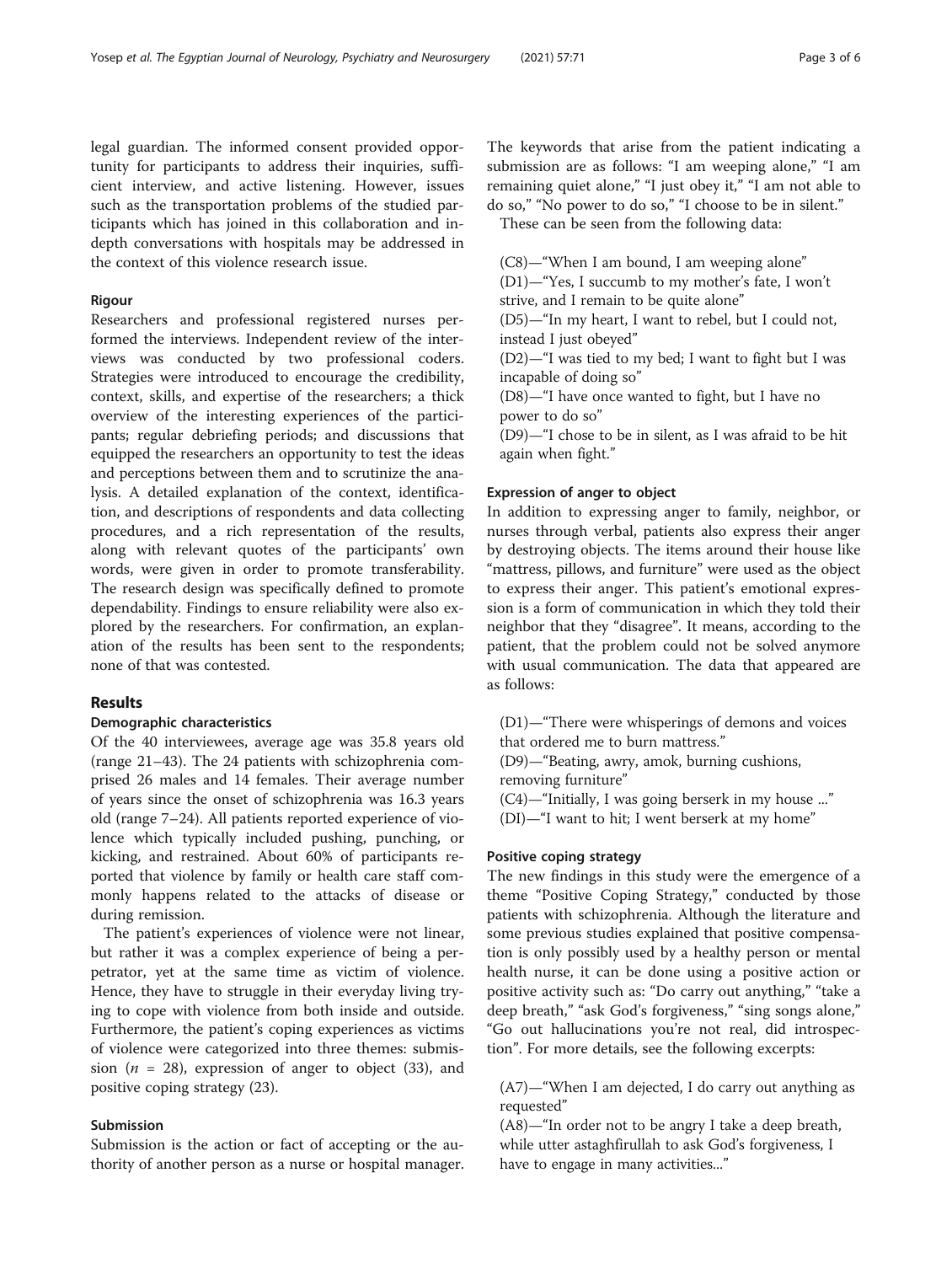legal guardian. The informed consent provided opportunity for participants to address their inquiries, sufficient interview, and active listening. However, issues such as the transportation problems of the studied participants which has joined in this collaboration and in-depth conversations with hospitals may be addressed in the context of this violence research issue.

### Rigour

Researchers and professional registered nurses performed the interviews. Independent review of the interviews was conducted by two professional coders. Strategies were introduced to encourage the credibility, context, skills, and expertise of the researchers; a thick overview of the interesting experiences of the participants; regular debriefing periods; and discussions that equipped the researchers an opportunity to test the ideas and perceptions between them and to scrutinize the analysis. A detailed explanation of the context, identification, and descriptions of respondents and data collecting procedures, and a rich representation of the results, along with relevant quotes of the participants' own words, were given in order to promote transferability. The research design was specifically defined to promote dependability. Findings to ensure reliability were also explored by the researchers. For confirmation, an explanation of the results has been sent to the respondents; none of that was contested.

## Results

### Demographic characteristics

Of the 40 interviewees, average age was 35.8 years old (range 21–43). The 24 patients with schizophrenia comprised 26 males and 14 females. Their average number of years since the onset of schizophrenia was 16.3 years old (range 7–24). All patients reported experience of violence which typically included pushing, punching, or kicking, and restrained. About 60% of participants reported that violence by family or health care staff commonly happens related to the attacks of disease or during remission.

The patient's experiences of violence were not linear, but rather it was a complex experience of being a perpetrator, yet at the same time as victim of violence. Hence, they have to struggle in their everyday living trying to cope with violence from both inside and outside. Furthermore, the patient's coping experiences as victims of violence were categorized into three themes: submission ($n$ = 28), expression of anger to object (33), and positive coping strategy (23).

### Submission

Submission is the action or fact of accepting or the authority of another person as a nurse or hospital manager. The keywords that arise from the patient indicating a submission are as follows: "I am weeping alone," "I am remaining quiet alone," "I just obey it," "I am not able to do so," "No power to do so," "I choose to be in silent."

These can be seen from the following data:

(C8)—"When I am bound, I am weeping alone"
(D1)—"Yes, I succumb to my mother's fate, I won't strive, and I remain to be quite alone"
(D5)—"In my heart, I want to rebel, but I could not, instead I just obeyed"
(D2)—"I was tied to my bed; I want to fight but I was incapable of doing so"
(D8)—"I have once wanted to fight, but I have no power to do so"
(D9)—"I chose to be in silent, as I was afraid to be hit again when fight."

### Expression of anger to object

In addition to expressing anger to family, neighbor, or nurses through verbal, patients also express their anger by destroying objects. The items around their house like "mattress, pillows, and furniture" were used as the object to express their anger. This patient's emotional expression is a form of communication in which they told their neighbor that they "disagree". It means, according to the patient, that the problem could not be solved anymore with usual communication. The data that appeared are as follows:

(D1)—"There were whisperings of demons and voices that ordered me to burn mattress."
(D9)—"Beating, awry, amok, burning cushions, removing furniture"
(C4)—"Initially, I was going berserk in my house ..."
(DI)—"I want to hit; I went berserk at my home"

### Positive coping strategy

The new findings in this study were the emergence of a theme "Positive Coping Strategy," conducted by those patients with schizophrenia. Although the literature and some previous studies explained that positive compensation is only possibly used by a healthy person or mental health nurse, it can be done using a positive action or positive activity such as: "Do carry out anything," "take a deep breath," "ask God's forgiveness," "sing songs alone," "Go out hallucinations you're not real, did introspection". For more details, see the following excerpts:

(A7)—"When I am dejected, I do carry out anything as requested"
(A8)—"In order not to be angry I take a deep breath, while utter astaghfirullah to ask God's forgiveness, I have to engage in many activities..."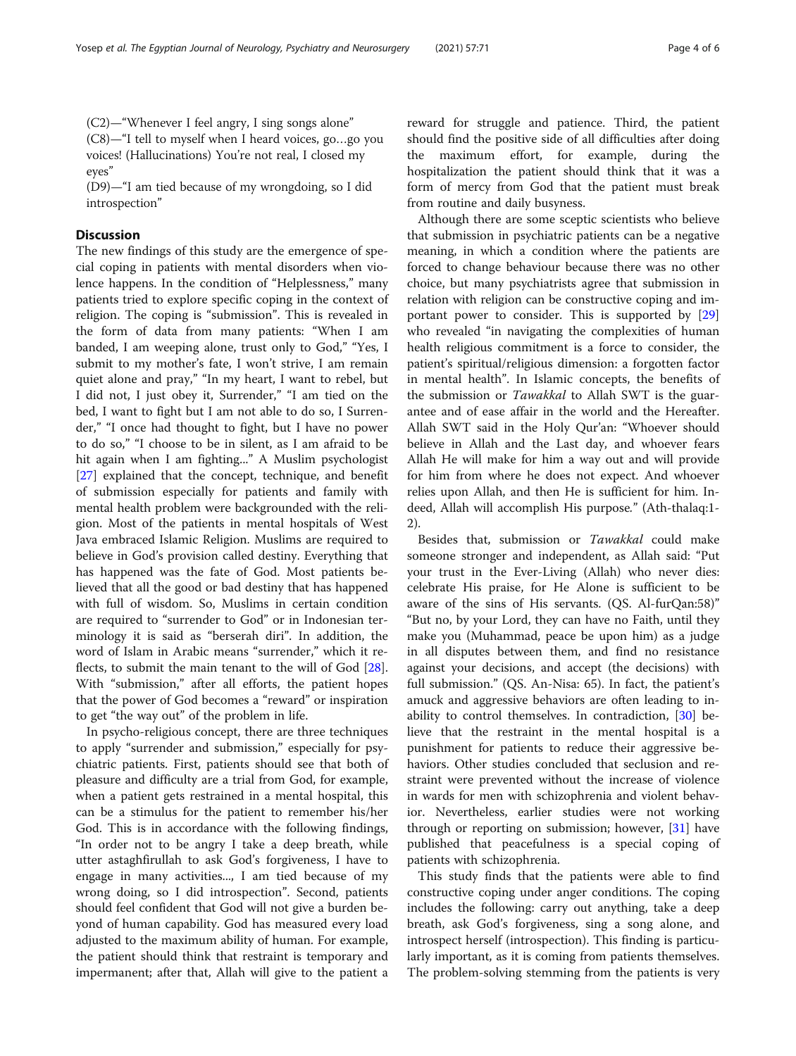(C2)—"Whenever I feel angry, I sing songs alone"
(C8)—"I tell to myself when I heard voices, go…go you voices! (Hallucinations) You're not real, I closed my eyes"
(D9)—"I am tied because of my wrongdoing, so I did introspection"

## Discussion

The new findings of this study are the emergence of special coping in patients with mental disorders when violence happens. In the condition of "Helplessness," many patients tried to explore specific coping in the context of religion. The coping is "submission". This is revealed in the form of data from many patients: "When I am banded, I am weeping alone, trust only to God," "Yes, I submit to my mother's fate, I won't strive, I am remain quiet alone and pray," "In my heart, I want to rebel, but I did not, I just obey it, Surrender," "I am tied on the bed, I want to fight but I am not able to do so, I Surrender," "I once had thought to fight, but I have no power to do so," "I choose to be in silent, as I am afraid to be hit again when I am fighting..." A Muslim psychologist [27] explained that the concept, technique, and benefit of submission especially for patients and family with mental health problem were backgrounded with the religion. Most of the patients in mental hospitals of West Java embraced Islamic Religion. Muslims are required to believe in God's provision called destiny. Everything that has happened was the fate of God. Most patients believed that all the good or bad destiny that has happened with full of wisdom. So, Muslims in certain condition are required to "surrender to God" or in Indonesian terminology it is said as "berserah diri". In addition, the word of Islam in Arabic means "surrender," which it reflects, to submit the main tenant to the will of God [28]. With "submission," after all efforts, the patient hopes that the power of God becomes a "reward" or inspiration to get "the way out" of the problem in life.

In psycho-religious concept, there are three techniques to apply "surrender and submission," especially for psychiatric patients. First, patients should see that both of pleasure and difficulty are a trial from God, for example, when a patient gets restrained in a mental hospital, this can be a stimulus for the patient to remember his/her God. This is in accordance with the following findings, "In order not to be angry I take a deep breath, while utter astaghfirullah to ask God's forgiveness, I have to engage in many activities..., I am tied because of my wrong doing, so I did introspection". Second, patients should feel confident that God will not give a burden beyond of human capability. God has measured every load adjusted to the maximum ability of human. For example, the patient should think that restraint is temporary and impermanent; after that, Allah will give to the patient a reward for struggle and patience. Third, the patient should find the positive side of all difficulties after doing the maximum effort, for example, during the hospitalization the patient should think that it was a form of mercy from God that the patient must break from routine and daily busyness.

Although there are some sceptic scientists who believe that submission in psychiatric patients can be a negative meaning, in which a condition where the patients are forced to change behaviour because there was no other choice, but many psychiatrists agree that submission in relation with religion can be constructive coping and important power to consider. This is supported by [29] who revealed "in navigating the complexities of human health religious commitment is a force to consider, the patient's spiritual/religious dimension: a forgotten factor in mental health". In Islamic concepts, the benefits of the submission or *Tawakkal* to Allah SWT is the guarantee and of ease affair in the world and the Hereafter. Allah SWT said in the Holy Qur'an: "Whoever should believe in Allah and the Last day, and whoever fears Allah He will make for him a way out and will provide for him from where he does not expect. And whoever relies upon Allah, and then He is sufficient for him. Indeed, Allah will accomplish His purpose." (Ath-thalaq:1-2).

Besides that, submission or *Tawakkal* could make someone stronger and independent, as Allah said: "Put your trust in the Ever-Living (Allah) who never dies: celebrate His praise, for He Alone is sufficient to be aware of the sins of His servants. (QS. Al-furQan:58)" "But no, by your Lord, they can have no Faith, until they make you (Muhammad, peace be upon him) as a judge in all disputes between them, and find no resistance against your decisions, and accept (the decisions) with full submission." (QS. An-Nisa: 65). In fact, the patient's amuck and aggressive behaviors are often leading to inability to control themselves. In contradiction, [30] believe that the restraint in the mental hospital is a punishment for patients to reduce their aggressive behaviors. Other studies concluded that seclusion and restraint were prevented without the increase of violence in wards for men with schizophrenia and violent behavior. Nevertheless, earlier studies were not working through or reporting on submission; however, [31] have published that peacefulness is a special coping of patients with schizophrenia.

This study finds that the patients were able to find constructive coping under anger conditions. The coping includes the following: carry out anything, take a deep breath, ask God's forgiveness, sing a song alone, and introspect herself (introspection). This finding is particularly important, as it is coming from patients themselves. The problem-solving stemming from the patients is very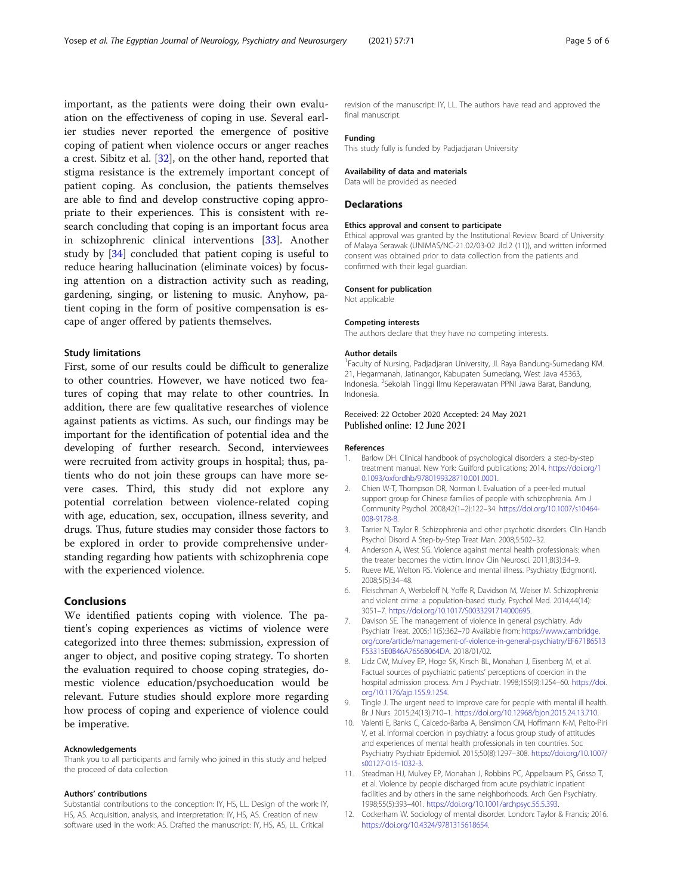important, as the patients were doing their own evaluation on the effectiveness of coping in use. Several earlier studies never reported the emergence of positive coping of patient when violence occurs or anger reaches a crest. Sibitz et al. [32], on the other hand, reported that stigma resistance is the extremely important concept of patient coping. As conclusion, the patients themselves are able to find and develop constructive coping appropriate to their experiences. This is consistent with research concluding that coping is an important focus area in schizophrenic clinical interventions [33]. Another study by [34] concluded that patient coping is useful to reduce hearing hallucination (eliminate voices) by focusing attention on a distraction activity such as reading, gardening, singing, or listening to music. Anyhow, patient coping in the form of positive compensation is escape of anger offered by patients themselves.

### Study limitations

First, some of our results could be difficult to generalize to other countries. However, we have noticed two features of coping that may relate to other countries. In addition, there are few qualitative researches of violence against patients as victims. As such, our findings may be important for the identification of potential idea and the developing of further research. Second, interviewees were recruited from activity groups in hospital; thus, patients who do not join these groups can have more severe cases. Third, this study did not explore any potential correlation between violence-related coping with age, education, sex, occupation, illness severity, and drugs. Thus, future studies may consider those factors to be explored in order to provide comprehensive understanding regarding how patients with schizophrenia cope with the experienced violence.

## Conclusions

We identified patients coping with violence. The patient's coping experiences as victims of violence were categorized into three themes: submission, expression of anger to object, and positive coping strategy. To shorten the evaluation required to choose coping strategies, domestic violence education/psychoeducation would be relevant. Future studies should explore more regarding how process of coping and experience of violence could be imperative.

#### Acknowledgements

Thank you to all participants and family who joined in this study and helped the proceed of data collection

#### Authors' contributions

Substantial contributions to the conception: IY, HS, LL. Design of the work: IY, HS, AS. Acquisition, analysis, and interpretation: IY, HS, AS. Creation of new software used in the work: AS. Drafted the manuscript: IY, HS, AS, LL. Critical revision of the manuscript: IY, LL. The authors have read and approved the final manuscript.

#### Funding

This study fully is funded by Padjadjaran University

#### Availability of data and materials

Data will be provided as needed

## Declarations

#### Ethics approval and consent to participate

Ethical approval was granted by the Institutional Review Board of University of Malaya Serawak (UNIMAS/NC-21.02/03-02 Jld.2 (11)), and written informed consent was obtained prior to data collection from the patients and confirmed with their legal guardian.

#### Consent for publication

Not applicable

#### Competing interests

The authors declare that they have no competing interests.

#### Author details

[1]Faculty of Nursing, Padjadjaran University, Jl. Raya Bandung-Sumedang KM. 21, Hegarmanah, Jatinangor, Kabupaten Sumedang, West Java 45363, Indonesia. [2]Sekolah Tinggi Ilmu Keperawatan PPNI Jawa Barat, Bandung, Indonesia.

Received: 22 October 2020 Accepted: 24 May 2021
Published online: 12 June 2021

#### References

1. Barlow DH. Clinical handbook of psychological disorders: a step-by-step treatment manual. New York: Guilford publications; 2014. https://doi.org/10.1093/oxfordhb/9780199328710.001.0001.
2. Chien W-T, Thompson DR, Norman I. Evaluation of a peer-led mutual support group for Chinese families of people with schizophrenia. Am J Community Psychol. 2008;42(1–2):122–34. https://doi.org/10.1007/s10464-008-9178-8.
3. Tarrier N, Taylor R. Schizophrenia and other psychotic disorders. Clin Handb Psychol Disord A Step-by-Step Treat Man. 2008;5:502–32.
4. Anderson A, West SG. Violence against mental health professionals: when the treater becomes the victim. Innov Clin Neurosci. 2011;8(3):34–9.
5. Rueve ME, Welton RS. Violence and mental illness. Psychiatry (Edgmont). 2008;5(5):34–48.
6. Fleischman A, Werbeloff N, Yoffe R, Davidson M, Weiser M. Schizophrenia and violent crime: a population-based study. Psychol Med. 2014;44(14):3051–7. https://doi.org/10.1017/S0033291714000695.
7. Davison SE. The management of violence in general psychiatry. Adv Psychiatr Treat. 2005;11(5):362–70 Available from: https://www.cambridge.org/core/article/management-of-violence-in-general-psychiatry/EF671B6513F53315E0B46A7656B064DA. 2018/01/02.
8. Lidz CW, Mulvey EP, Hoge SK, Kirsch BL, Monahan J, Eisenberg M, et al. Factual sources of psychiatric patients' perceptions of coercion in the hospital admission process. Am J Psychiatr. 1998;155(9):1254–60. https://doi.org/10.1176/ajp.155.9.1254.
9. Tingle J. The urgent need to improve care for people with mental ill health. Br J Nurs. 2015;24(13):710–1. https://doi.org/10.12968/bjon.2015.24.13.710.
10. Valenti E, Banks C, Calcedo-Barba A, Bensimon CM, Hoffmann K-M, Pelto-Piri V, et al. Informal coercion in psychiatry: a focus group study of attitudes and experiences of mental health professionals in ten countries. Soc Psychiatry Psychiatr Epidemiol. 2015;50(8):1297–308. https://doi.org/10.1007/s00127-015-1032-3.
11. Steadman HJ, Mulvey EP, Monahan J, Robbins PC, Appelbaum PS, Grisso T, et al. Violence by people discharged from acute psychiatric inpatient facilities and by others in the same neighborhoods. Arch Gen Psychiatry. 1998;55(5):393–401. https://doi.org/10.1001/archpsyc.55.5.393.
12. Cockerham W. Sociology of mental disorder. London: Taylor & Francis; 2016. https://doi.org/10.4324/9781315618654.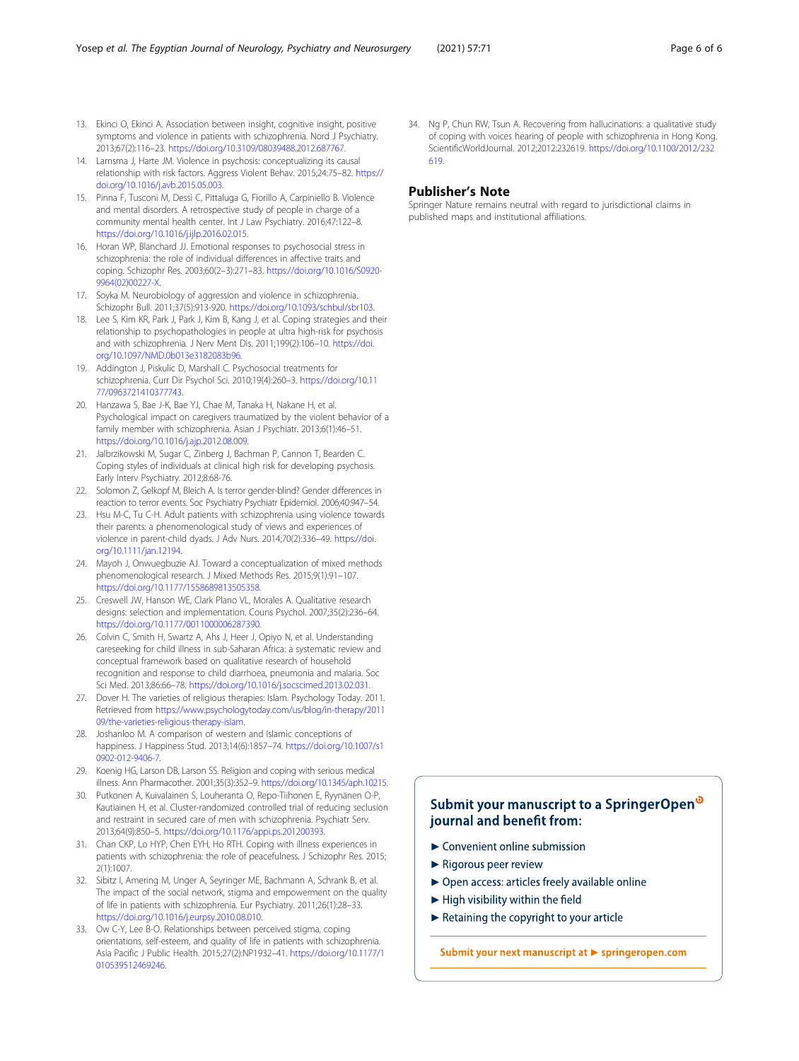13. Ekinci O, Ekinci A. Association between insight, cognitive insight, positive symptoms and violence in patients with schizophrenia. Nord J Psychiatry. 2013;67(2):116–23. https://doi.org/10.3109/08039488.2012.687767.
14. Lamsma J, Harte JM. Violence in psychosis: conceptualizing its causal relationship with risk factors. Aggress Violent Behav. 2015;24:75–82. https://doi.org/10.1016/j.avb.2015.05.003.
15. Pinna F, Tusconi M, Dessì C, Pittaluga G, Fiorillo A, Carpiniello B. Violence and mental disorders. A retrospective study of people in charge of a community mental health center. Int J Law Psychiatry. 2016;47:122–8. https://doi.org/10.1016/j.ijlp.2016.02.015.
16. Horan WP, Blanchard JJ. Emotional responses to psychosocial stress in schizophrenia: the role of individual differences in affective traits and coping. Schizophr Res. 2003;60(2–3):271–83. https://doi.org/10.1016/S0920-9964(02)00227-X.
17. Soyka M. Neurobiology of aggression and violence in schizophrenia. Schizophr Bull. 2011;37(5):913-920. https://doi.org/10.1093/schbul/sbr103.
18. Lee S, Kim KR, Park J, Park J, Kim B, Kang J, et al. Coping strategies and their relationship to psychopathologies in people at ultra high-risk for psychosis and with schizophrenia. J Nerv Ment Dis. 2011;199(2):106–10. https://doi.org/10.1097/NMD.0b013e3182083b96.
19. Addington J, Piskulic D, Marshall C. Psychosocial treatments for schizophrenia. Curr Dir Psychol Sci. 2010;19(4):260–3. https://doi.org/10.1177/0963721410377743.
20. Hanzawa S, Bae J-K, Bae YJ, Chae M, Tanaka H, Nakane H, et al. Psychological impact on caregivers traumatized by the violent behavior of a family member with schizophrenia. Asian J Psychiatr. 2013;6(1):46–51. https://doi.org/10.1016/j.ajp.2012.08.009.
21. Jalbrzikowski M, Sugar C, Zinberg J, Bachman P, Cannon T, Bearden C. Coping styles of individuals at clinical high risk for developing psychosis. Early Interv Psychiatry. 2012;8:68-76.
22. Solomon Z, Gelkopf M, Bleich A. Is terror gender-blind? Gender differences in reaction to terror events. Soc Psychiatry Psychiatr Epidemiol. 2006;40:947–54.
23. Hsu M-C, Tu C-H. Adult patients with schizophrenia using violence towards their parents: a phenomenological study of views and experiences of violence in parent-child dyads. J Adv Nurs. 2014;70(2):336–49. https://doi.org/10.1111/jan.12194.
24. Mayoh J, Onwuegbuzie AJ. Toward a conceptualization of mixed methods phenomenological research. J Mixed Methods Res. 2015;9(1):91–107. https://doi.org/10.1177/1558689813505358.
25. Creswell JW, Hanson WE, Clark Plano VL, Morales A. Qualitative research designs: selection and implementation. Couns Psychol. 2007;35(2):236–64. https://doi.org/10.1177/0011000006287390.
26. Colvin C, Smith H, Swartz A, Ahs J, Heer J, Opiyo N, et al. Understanding careseeking for child illness in sub-Saharan Africa: a systematic review and conceptual framework based on qualitative research of household recognition and response to child diarrhoea, pneumonia and malaria. Soc Sci Med. 2013;86:66–78. https://doi.org/10.1016/j.socscimed.2013.02.031.
27. Dover H. The varieties of religious therapies: Islam. Psychology Today. 2011. Retrieved from https://www.psychologytoday.com/us/blog/in-therapy/201109/the-varieties-religious-therapy-islam.
28. Joshanloo M. A comparison of western and Islamic conceptions of happiness. J Happiness Stud. 2013;14(6):1857–74. https://doi.org/10.1007/s10902-012-9406-7.
29. Koenig HG, Larson DB, Larson SS. Religion and coping with serious medical illness. Ann Pharmacother. 2001;35(3):352–9. https://doi.org/10.1345/aph.10215.
30. Putkonen A, Kuivalainen S, Louheranta O, Repo-Tiihonen E, Ryynänen O-P, Kautiainen H, et al. Cluster-randomized controlled trial of reducing seclusion and restraint in secured care of men with schizophrenia. Psychiatr Serv. 2013;64(9):850–5. https://doi.org/10.1176/appi.ps.201200393.
31. Chan CKP, Lo HYP, Chen EYH, Ho RTH. Coping with illness experiences in patients with schizophrenia: the role of peacefulness. J Schizophr Res. 2015; 2(1):1007.
32. Sibitz I, Amering M, Unger A, Seyringer ME, Bachmann A, Schrank B, et al. The impact of the social network, stigma and empowerment on the quality of life in patients with schizophrenia. Eur Psychiatry. 2011;26(1):28–33. https://doi.org/10.1016/j.eurpsy.2010.08.010.
33. Ow C-Y, Lee B-O. Relationships between perceived stigma, coping orientations, self-esteem, and quality of life in patients with schizophrenia. Asia Pacific J Public Health. 2015;27(2):NP1932–41. https://doi.org/10.1177/1010539512469246.
34. Ng P, Chun RW, Tsun A. Recovering from hallucinations: a qualitative study of coping with voices hearing of people with schizophrenia in Hong Kong. ScientificWorldJournal. 2012;2012:232619. https://doi.org/10.1100/2012/232619.

## Publisher's Note

Springer Nature remains neutral with regard to jurisdictional claims in published maps and institutional affiliations.

**Submit your manuscript to a SpringerOpen journal and benefit from:**

- Convenient online submission
- Rigorous peer review
- Open access: articles freely available online
- High visibility within the field
- Retaining the copyright to your article

**Submit your next manuscript at ▶ springeropen.com**